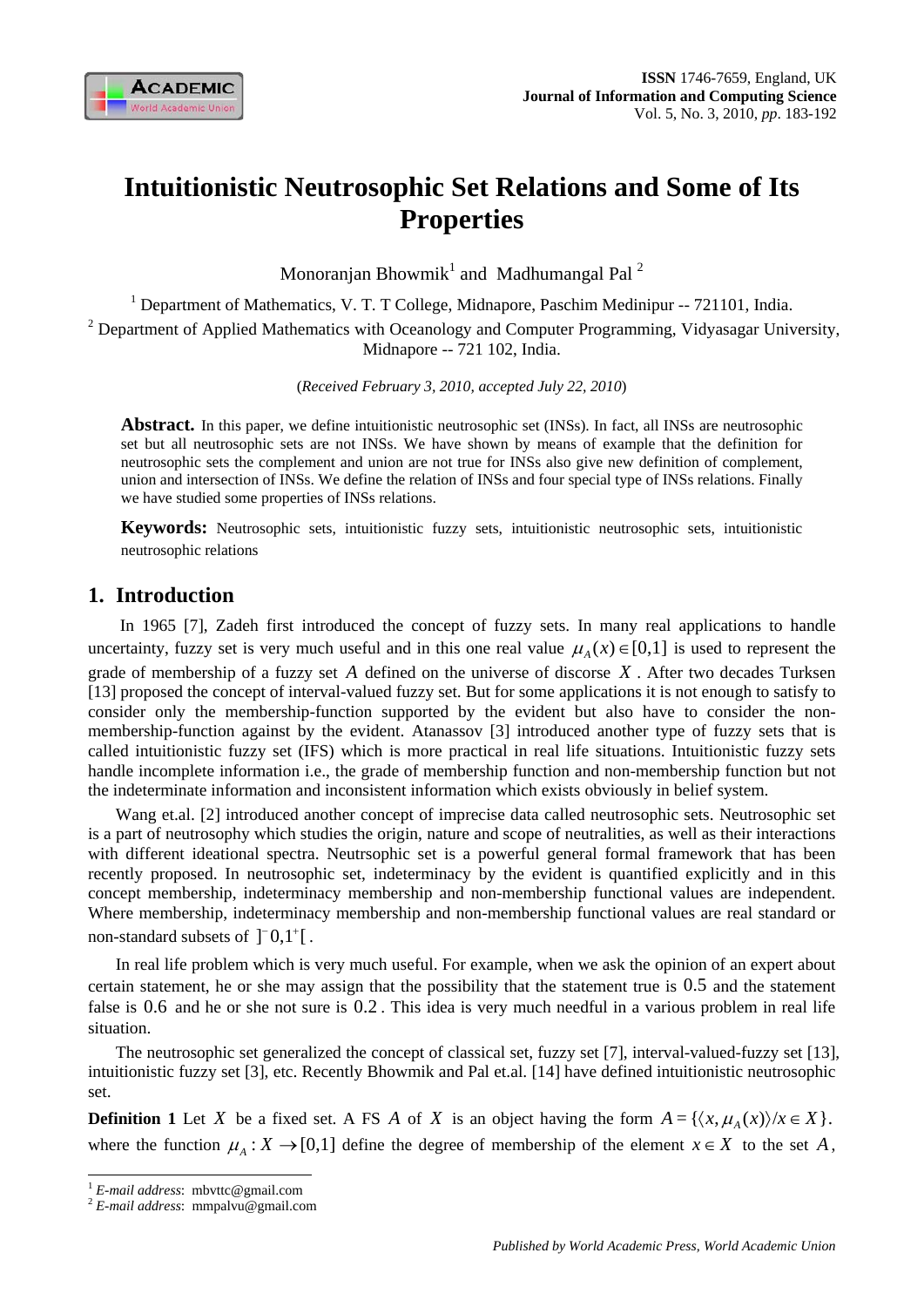# Intuitionistic Neutrosophic Set Relations and Some of Its Properties

Monoranjan Bhowmik[1] and Madhumangal Pal [2]

[1] Department of Mathematics, V. T. T College, Midnapore, Paschim Medinipur -- 721101, India.

[2] Department of Applied Mathematics with Oceanology and Computer Programming, Vidyasagar University, Midnapore -- 721 102, India.

(*Received February 3, 2010, accepted July 22, 2010*)

**Abstract.** In this paper, we define intuitionistic neutrosophic set (INSs). In fact, all INSs are neutrosophic set but all neutrosophic sets are not INSs. We have shown by means of example that the definition for neutrosophic sets the complement and union are not true for INSs also give new definition of complement, union and intersection of INSs. We define the relation of INSs and four special type of INSs relations. Finally we have studied some properties of INSs relations.

**Keywords:** Neutrosophic sets, intuitionistic fuzzy sets, intuitionistic neutrosophic sets, intuitionistic neutrosophic relations

## 1. Introduction

In 1965 [7], Zadeh first introduced the concept of fuzzy sets. In many real applications to handle uncertainty, fuzzy set is very much useful and in this one real value $\mu_A(x) \in [0,1]$ is used to represent the grade of membership of a fuzzy set $A$ defined on the universe of discorse $X$. After two decades Turksen [13] proposed the concept of interval-valued fuzzy set. But for some applications it is not enough to satisfy to consider only the membership-function supported by the evident but also have to consider the non-membership-function against by the evident. Atanassov [3] introduced another type of fuzzy sets that is called intuitionistic fuzzy set (IFS) which is more practical in real life situations. Intuitionistic fuzzy sets handle incomplete information i.e., the grade of membership function and non-membership function but not the indeterminate information and inconsistent information which exists obviously in belief system.

Wang et.al. [2] introduced another concept of imprecise data called neutrosophic sets. Neutrosophic set is a part of neutrosophy which studies the origin, nature and scope of neutralities, as well as their interactions with different ideational spectra. Neutrsophic set is a powerful general formal framework that has been recently proposed. In neutrosophic set, indeterminacy by the evident is quantified explicitly and in this concept membership, indeterminacy membership and non-membership functional values are independent. Where membership, indeterminacy membership and non-membership functional values are real standard or non-standard subsets of $]^{-}0,1^{+}[$.

In real life problem which is very much useful. For example, when we ask the opinion of an expert about certain statement, he or she may assign that the possibility that the statement true is $0.5$ and the statement false is $0.6$ and he or she not sure is $0.2$. This idea is very much needful in a various problem in real life situation.

The neutrosophic set generalized the concept of classical set, fuzzy set [7], interval-valued-fuzzy set [13], intuitionistic fuzzy set [3], etc. Recently Bhowmik and Pal et.al. [14] have defined intuitionistic neutrosophic set.

**Definition 1** Let $X$ be a fixed set. A FS $A$ of $X$ is an object having the form $A = \{\langle x, \mu_A(x)\rangle / x \in X\}$. where the function $\mu_A : X \to [0,1]$ define the degree of membership of the element $x \in X$ to the set $A$,

---

[1] *E-mail address*: mbvttc@gmail.com

[2] *E-mail address*: mmpalvu@gmail.com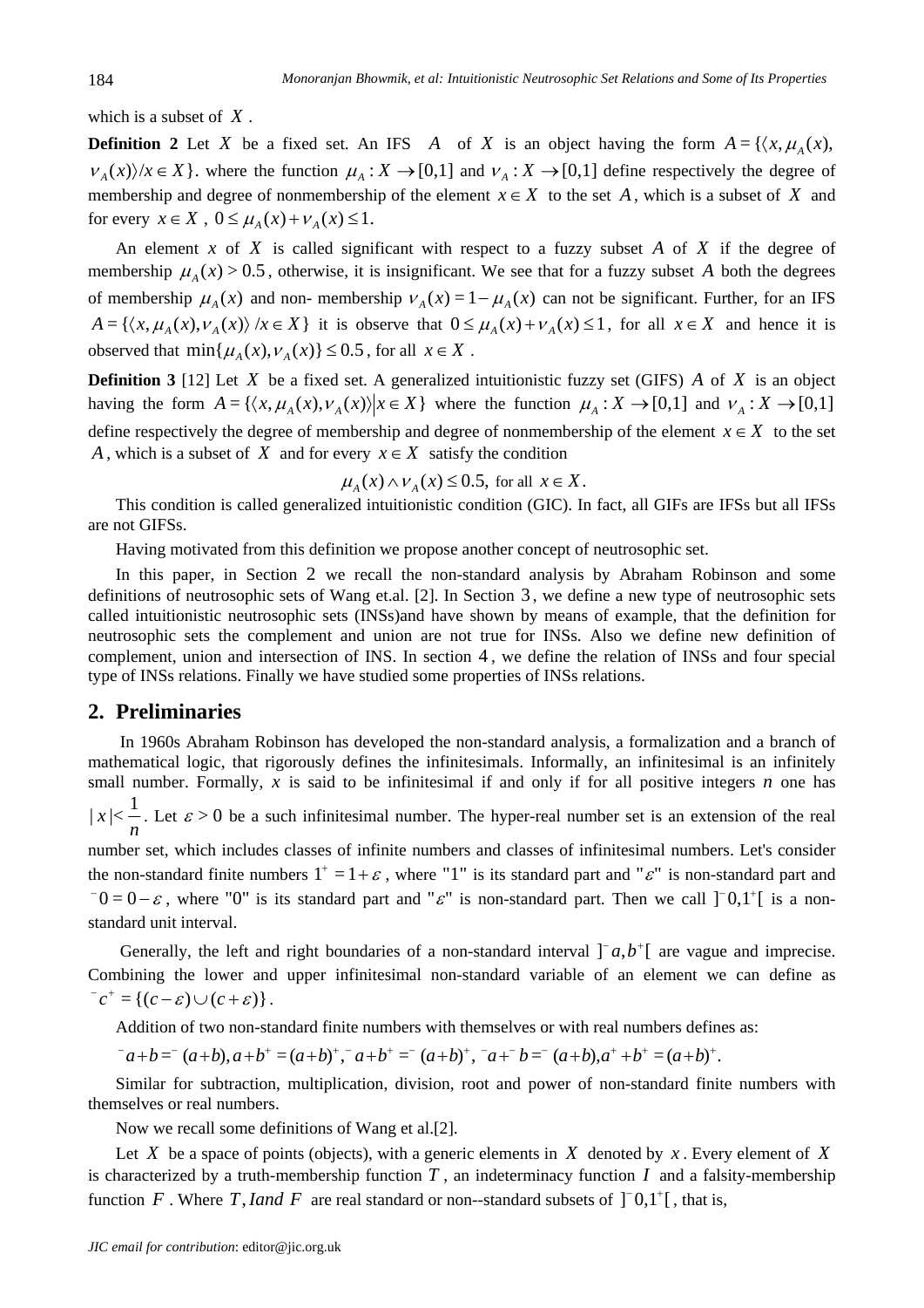which is a subset of $X$.

**Definition 2** Let $X$ be a fixed set. An IFS $A$ of $X$ is an object having the form $A = \{\langle x, \mu_A(x), \nu_A(x)\rangle / x \in X\}$. where the function $\mu_A : X \to [0,1]$ and $\nu_A : X \to [0,1]$ define respectively the degree of membership and degree of nonmembership of the element $x \in X$ to the set $A$, which is a subset of $X$ and for every $x \in X$, $0 \le \mu_A(x) + \nu_A(x) \le 1$.

An element $x$ of $X$ is called significant with respect to a fuzzy subset $A$ of $X$ if the degree of membership $\mu_A(x) > 0.5$, otherwise, it is insignificant. We see that for a fuzzy subset $A$ both the degrees of membership $\mu_A(x)$ and non- membership $\nu_A(x) = 1 - \mu_A(x)$ can not be significant. Further, for an IFS $A = \{\langle x, \mu_A(x), \nu_A(x)\rangle / x \in X\}$ it is observe that $0 \le \mu_A(x) + \nu_A(x) \le 1$, for all $x \in X$ and hence it is observed that $\min\{\mu_A(x), \nu_A(x)\} \le 0.5$, for all $x \in X$.

**Definition 3** [12] Let $X$ be a fixed set. A generalized intuitionistic fuzzy set (GIFS) $A$ of $X$ is an object having the form $A = \{\langle x, \mu_A(x), \nu_A(x)\rangle | x \in X\}$ where the function $\mu_A : X \to [0,1]$ and $\nu_A : X \to [0,1]$ define respectively the degree of membership and degree of nonmembership of the element $x \in X$ to the set $A$, which is a subset of $X$ and for every $x \in X$ satisfy the condition

$$\mu_A(x) \wedge \nu_A(x) \le 0.5, \text{ for all } x \in X.$$

This condition is called generalized intuitionistic condition (GIC). In fact, all GIFs are IFSs but all IFSs are not GIFSs.

Having motivated from this definition we propose another concept of neutrosophic set.

In this paper, in Section 2 we recall the non-standard analysis by Abraham Robinson and some definitions of neutrosophic sets of Wang et.al. [2]. In Section 3, we define a new type of neutrosophic sets called intuitionistic neutrosophic sets (INSs)and have shown by means of example, that the definition for neutrosophic sets the complement and union are not true for INSs. Also we define new definition of complement, union and intersection of INS. In section 4, we define the relation of INSs and four special type of INSs relations. Finally we have studied some properties of INSs relations.

## 2. Preliminaries

In 1960s Abraham Robinson has developed the non-standard analysis, a formalization and a branch of mathematical logic, that rigorously defines the infinitesimals. Informally, an infinitesimal is an infinitely small number. Formally, $x$ is said to be infinitesimal if and only if for all positive integers $n$ one has $|x| < \frac{1}{n}$. Let $\varepsilon > 0$ be a such infinitesimal number. The hyper-real number set is an extension of the real number set, which includes classes of infinite numbers and classes of infinitesimal numbers. Let's consider the non-standard finite numbers $1^+ = 1 + \varepsilon$, where "1" is its standard part and "$\varepsilon$" is non-standard part and $^-0 = 0 - \varepsilon$, where "0" is its standard part and "$\varepsilon$" is non-standard part. Then we call $]^-0, 1^+[$ is a non-standard unit interval.

Generally, the left and right boundaries of a non-standard interval $]^-a, b^+[$ are vague and imprecise. Combining the lower and upper infinitesimal non-standard variable of an element we can define as $^-c^+ = \{(c-\varepsilon) \cup (c+\varepsilon)\}$.

Addition of two non-standard finite numbers with themselves or with real numbers defines as:

$$^-a + b = ^-(a+b), a + b^+ = (a+b)^+, ^-a + b^+ = ^-(a+b)^+, \ ^-a + ^-b = ^-(a+b), a^+ + b^+ = (a+b)^+.$$

Similar for subtraction, multiplication, division, root and power of non-standard finite numbers with themselves or real numbers.

Now we recall some definitions of Wang et al.[2].

Let $X$ be a space of points (objects), with a generic elements in $X$ denoted by $x$. Every element of $X$ is characterized by a truth-membership function $T$, an indeterminacy function $I$ and a falsity-membership function $F$. Where $T, I and\ F$ are real standard or non--standard subsets of $]^-0, 1^+[$, that is,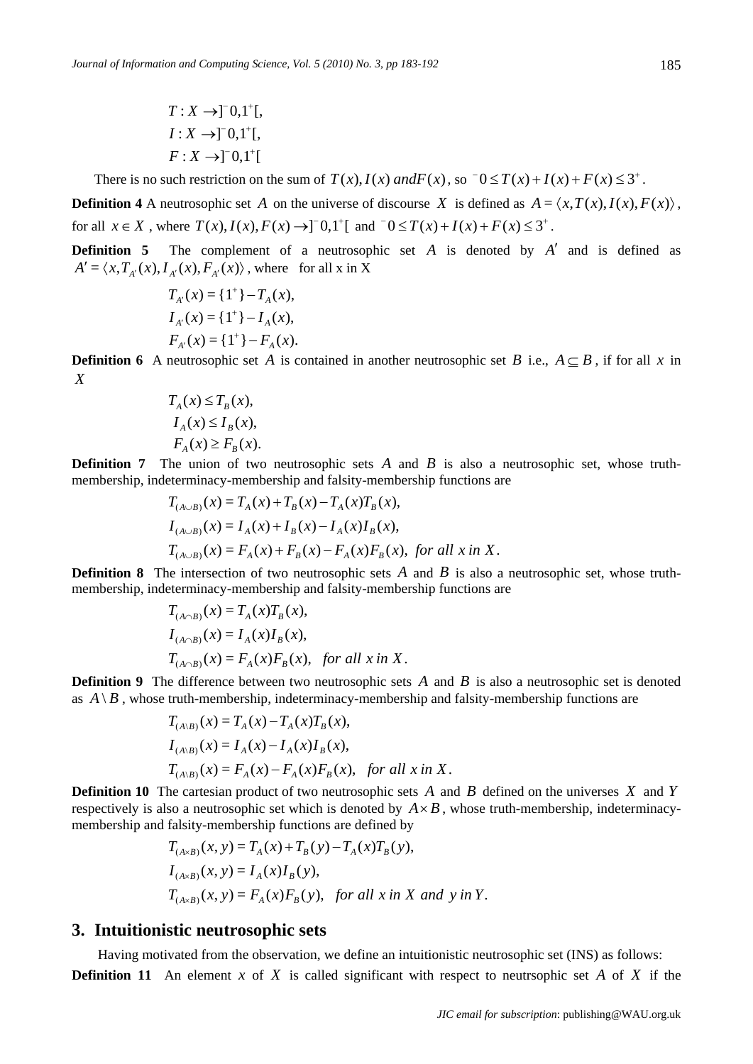$$
\begin{aligned}
T &: X \to ]^-0,1^+[,\\
I &: X \to ]^-0,1^+[,\\
F &: X \to ]^-0,1^+[
\end{aligned}
$$

There is no such restriction on the sum of $T(x), I(x)\ and F(x)$, so ${}^-0 \le T(x) + I(x) + F(x) \le 3^+$.

**Definition 4** A neutrosophic set $A$ on the universe of discourse $X$ is defined as $A = \langle x, T(x), I(x), F(x) \rangle$, for all $x \in X$, where $T(x), I(x), F(x) \to ]^-0,1^+[$ and ${}^-0 \le T(x) + I(x) + F(x) \le 3^+$.

**Definition 5** The complement of a neutrosophic set $A$ is denoted by $A'$ and is defined as $A' = \langle x, T_{A'}(x), I_{A'}(x), F_{A'}(x) \rangle$, where for all x in X

$$
\begin{aligned}
T_{A'}(x) &= \{1^+\} - T_A(x),\\
I_{A'}(x) &= \{1^+\} - I_A(x),\\
F_{A'}(x) &= \{1^+\} - F_A(x).
\end{aligned}
$$

**Definition 6** A neutrosophic set $A$ is contained in another neutrosophic set $B$ i.e., $A \subseteq B$, if for all $x$ in $X$

$$
\begin{aligned}
T_A(x) &\le T_B(x),\\
I_A(x) &\le I_B(x),\\
F_A(x) &\ge F_B(x).
\end{aligned}
$$

**Definition 7** The union of two neutrosophic sets $A$ and $B$ is also a neutrosophic set, whose truth-membership, indeterminacy-membership and falsity-membership functions are

$$
\begin{aligned}
T_{(A\cup B)}(x) &= T_A(x) + T_B(x) - T_A(x)T_B(x),\\
I_{(A\cup B)}(x) &= I_A(x) + I_B(x) - I_A(x)I_B(x),\\
T_{(A\cup B)}(x) &= F_A(x) + F_B(x) - F_A(x)F_B(x),\ \textit{for all } x \textit{ in } X.
\end{aligned}
$$

**Definition 8** The intersection of two neutrosophic sets $A$ and $B$ is also a neutrosophic set, whose truth-membership, indeterminacy-membership and falsity-membership functions are

$$
\begin{aligned}
T_{(A\cap B)}(x) &= T_A(x)T_B(x),\\
I_{(A\cap B)}(x) &= I_A(x)I_B(x),\\
T_{(A\cap B)}(x) &= F_A(x)F_B(x),\quad \textit{for all } x \textit{ in } X.
\end{aligned}
$$

**Definition 9** The difference between two neutrosophic sets $A$ and $B$ is also a neutrosophic set is denoted as $A \setminus B$, whose truth-membership, indeterminacy-membership and falsity-membership functions are

$$
\begin{aligned}
T_{(A\setminus B)}(x) &= T_A(x) - T_A(x)T_B(x),\\
I_{(A\setminus B)}(x) &= I_A(x) - I_A(x)I_B(x),\\
T_{(A\setminus B)}(x) &= F_A(x) - F_A(x)F_B(x),\quad \textit{for all } x \textit{ in } X.
\end{aligned}
$$

**Definition 10** The cartesian product of two neutrosophic sets $A$ and $B$ defined on the universes $X$ and $Y$ respectively is also a neutrosophic set which is denoted by $A \times B$, whose truth-membership, indeterminacy-membership and falsity-membership functions are defined by

$$
\begin{aligned}
T_{(A\times B)}(x,y) &= T_A(x) + T_B(y) - T_A(x)T_B(y),\\
I_{(A\times B)}(x,y) &= I_A(x)I_B(y),\\
T_{(A\times B)}(x,y) &= F_A(x)F_B(y),\quad \textit{for all } x \textit{ in } X \textit{ and } y \textit{ in } Y.
\end{aligned}
$$

## 3. Intuitionistic neutrosophic sets

Having motivated from the observation, we define an intuitionistic neutrosophic set (INS) as follows:

**Definition 11** An element $x$ of $X$ is called significant with respect to neutrsophic set $A$ of $X$ if the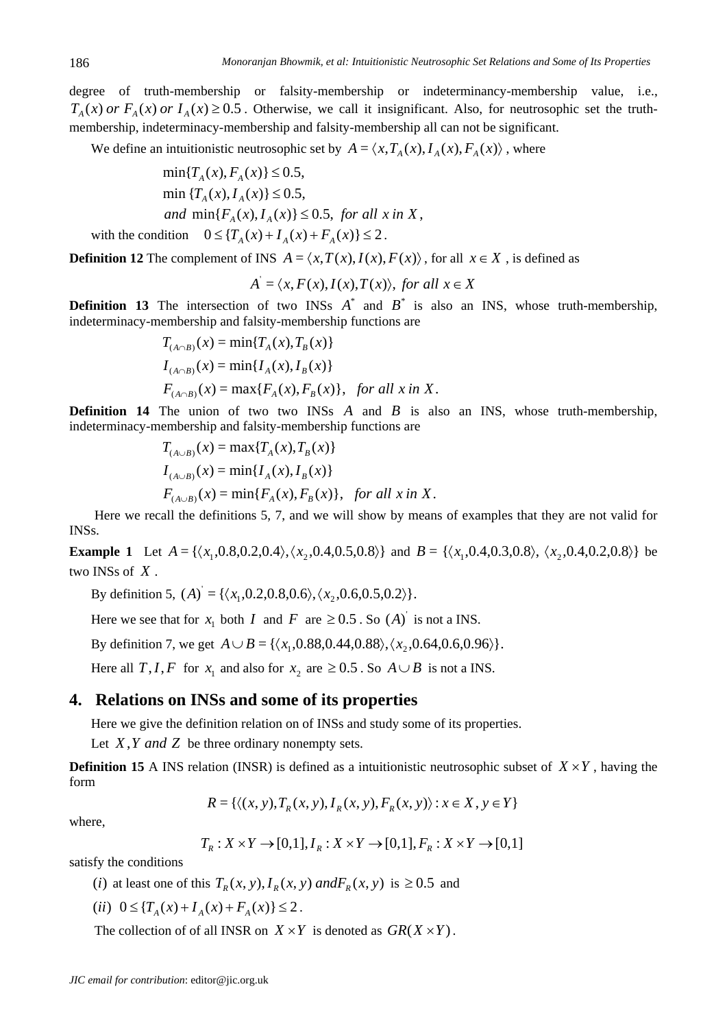degree of truth-membership or falsity-membership or indeterminancy-membership value, i.e., $T_A(x)$ *or* $F_A(x)$ *or* $I_A(x) \geq 0.5$. Otherwise, we call it insignificant. Also, for neutrosophic set the truth-membership, indeterminacy-membership and falsity-membership all can not be significant.

We define an intuitionistic neutrosophic set by $A = \langle x, T_A(x), I_A(x), F_A(x) \rangle$, where

$$\min\{T_A(x), F_A(x)\} \leq 0.5,$$
$$\min\{T_A(x), I_A(x)\} \leq 0.5,$$
$$\textit{and } \min\{F_A(x), I_A(x)\} \leq 0.5, \textit{ for all } x \textit{ in } X,$$

with the condition $0 \leq \{T_A(x) + I_A(x) + F_A(x)\} \leq 2$.

**Definition 12** The complement of INS $A = \langle x, T(x), I(x), F(x) \rangle$, for all $x \in X$, is defined as

$$A^{'} = \langle x, F(x), I(x), T(x) \rangle, \textit{ for all } x \in X$$

**Definition 13** The intersection of two INSs $A^*$ and $B^*$ is also an INS, whose truth-membership, indeterminacy-membership and falsity-membership functions are

$$T_{(A \cap B)}(x) = \min\{T_A(x), T_B(x)\}$$
$$I_{(A \cap B)}(x) = \min\{I_A(x), I_B(x)\}$$
$$F_{(A \cap B)}(x) = \max\{F_A(x), F_B(x)\}, \quad \textit{for all } x \textit{ in } X.$$

**Definition 14** The union of two two INSs $A$ and $B$ is also an INS, whose truth-membership, indeterminacy-membership and falsity-membership functions are

$$T_{(A \cup B)}(x) = \max\{T_A(x), T_B(x)\}$$
$$I_{(A \cup B)}(x) = \min\{I_A(x), I_B(x)\}$$
$$F_{(A \cup B)}(x) = \min\{F_A(x), F_B(x)\}, \quad \textit{for all } x \textit{ in } X.$$

Here we recall the definitions 5, 7, and we will show by means of examples that they are not valid for INSs.

**Example 1** Let $A = \{\langle x_1, 0.8, 0.2, 0.4 \rangle, \langle x_2, 0.4, 0.5, 0.8 \rangle\}$ and $B = \{\langle x_1, 0.4, 0.3, 0.8 \rangle, \langle x_2, 0.4, 0.2, 0.8 \rangle\}$ be two INSs of $X$.

By definition 5, $(A)^{'} = \{\langle x_1, 0.2, 0.8, 0.6 \rangle, \langle x_2, 0.6, 0.5, 0.2 \rangle\}$.

Here we see that for $x_1$ both $I$ and $F$ are $\geq 0.5$. So $(A)^{'}$ is not a INS.

By definition 7, we get $A \cup B = \{\langle x_1, 0.88, 0.44, 0.88 \rangle, \langle x_2, 0.64, 0.6, 0.96 \rangle\}$.

Here all $T, I, F$ for $x_1$ and also for $x_2$ are $\geq 0.5$. So $A \cup B$ is not a INS.

## 4. Relations on INSs and some of its properties

Here we give the definition relation on of INSs and study some of its properties.

Let $X, Y$ *and* $Z$ be three ordinary nonempty sets.

**Definition 15** A INS relation (INSR) is defined as a intuitionistic neutrosophic subset of $X \times Y$, having the form

$$R = \{\langle (x, y), T_R(x, y), I_R(x, y), F_R(x, y) \rangle : x \in X, y \in Y\}$$

where,

$$T_R : X \times Y \to [0,1], I_R : X \times Y \to [0,1], F_R : X \times Y \to [0,1]$$

satisfy the conditions

($i$) at least one of this $T_R(x, y), I_R(x, y)$ *and* $F_R(x, y)$ is $\geq 0.5$ and

($ii$) $0 \leq \{T_A(x) + I_A(x) + F_A(x)\} \leq 2$.

The collection of of all INSR on $X \times Y$ is denoted as $GR(X \times Y)$.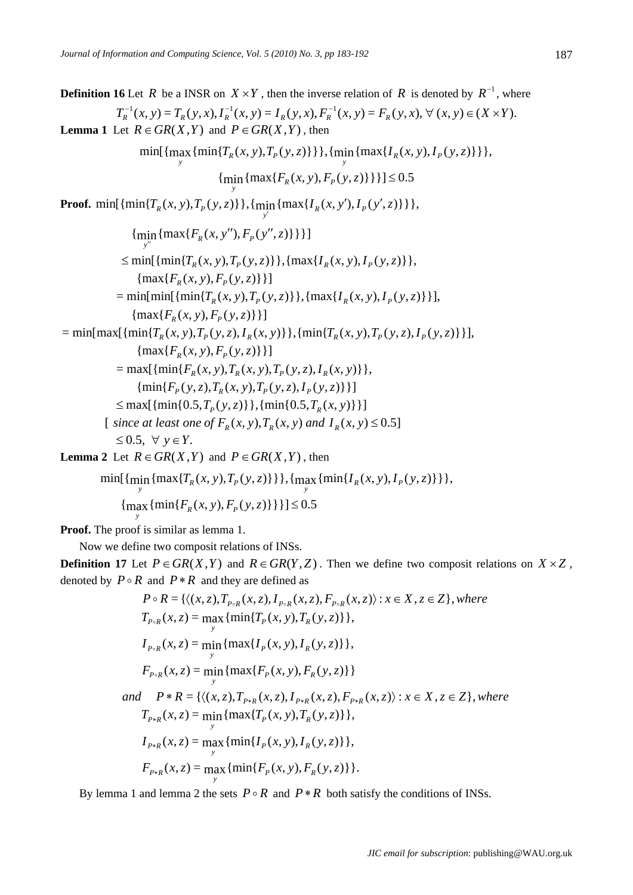**Definition 16** Let $R$ be a INSR on $X \times Y$, then the inverse relation of $R$ is denoted by $R^{-1}$, where

$$T_R^{-1}(x,y) = T_R(y,x), I_R^{-1}(x,y) = I_R(y,x), F_R^{-1}(x,y) = F_R(y,x), \forall\ (x,y) \in (X \times Y).$$

**Lemma 1** Let $R \in GR(X,Y)$ and $P \in GR(X,Y)$, then

$$\min[\{\max_y\{\min\{T_R(x,y), T_P(y,z)\}\}\}, \{\min_y\{\max\{I_R(x,y), I_P(y,z)\}\}\},$$
$$\{\min_y\{\max\{F_R(x,y), F_P(y,z)\}\}\}] \le 0.5$$

**Proof.** $\min[\{\min\{T_R(x,y), T_P(y,z)\}\}, \{\min_{y'}\{\max\{I_R(x,y'), I_P(y',z)\}\}\},$

$$\{\min_{y''}\{\max\{F_R(x,y''), F_P(y'',z)\}\}\}]$$
$$\le \min[\{\min\{T_R(x,y), T_P(y,z)\}\}, \{\max\{I_R(x,y), I_P(y,z)\}\},$$
$$\{\max\{F_R(x,y), F_P(y,z)\}\}]$$
$$= \min[\min[\{\min\{T_R(x,y), T_P(y,z)\}\}, \{\max\{I_R(x,y), I_P(y,z)\}\}],$$
$$\{\max\{F_R(x,y), F_P(y,z)\}\}]$$
$$= \min[\max[\{\min\{T_R(x,y), T_P(y,z), I_R(x,y)\}\}, \{\min\{T_R(x,y), T_P(y,z), I_P(y,z)\}\}],$$
$$\{\max\{F_R(x,y), F_P(y,z)\}\}]$$
$$= \max[\{\min\{F_R(x,y), T_R(x,y), T_P(y,z), I_R(x,y)\}\},$$
$$\{\min\{F_P(y,z), T_R(x,y), T_P(y,z), I_P(y,z)\}\}]$$
$$\le \max[\{\min\{0.5, T_P(y,z)\}\}, \{\min\{0.5, T_R(x,y)\}\}]$$
$$[\ \textit{since at least one of } F_R(x,y), T_R(x,y) \textit{ and } I_R(x,y) \le 0.5]$$
$$\le 0.5,\ \forall\ y \in Y.$$

**Lemma 2** Let $R \in GR(X,Y)$ and $P \in GR(X,Y)$, then

$$\min[\{\min_y\{\max\{T_R(x,y), T_P(y,z)\}\}\}, \{\max_y\{\min\{I_R(x,y), I_P(y,z)\}\}\},$$
$$\{\max_y\{\min\{F_R(x,y), F_P(y,z)\}\}\}] \le 0.5$$

**Proof.** The proof is similar as lemma 1.

Now we define two composit relations of INSs.

**Definition 17** Let $P \in GR(X,Y)$ and $R \in GR(Y,Z)$. Then we define two composit relations on $X \times Z$, denoted by $P \circ R$ and $P * R$ and they are defined as

$$P \circ R = \{\langle (x,z), T_{P\circ R}(x,z), I_{P\circ R}(x,z), F_{P\circ R}(x,z)\rangle : x \in X, z \in Z\}, \textit{where}$$
$$T_{P\circ R}(x,z) = \max_y\{\min\{T_P(x,y), T_R(y,z)\}\},$$
$$I_{P\circ R}(x,z) = \min_y\{\max\{I_P(x,y), I_R(y,z)\}\},$$
$$F_{P\circ R}(x,z) = \min_y\{\max\{F_P(x,y), F_R(y,z)\}\}$$
$$\textit{and} \quad P * R = \{\langle (x,z), T_{P*R}(x,z), I_{P*R}(x,z), F_{P*R}(x,z)\rangle : x \in X, z \in Z\}, \textit{where}$$
$$T_{P*R}(x,z) = \min_y\{\max\{T_P(x,y), T_R(y,z)\}\},$$
$$I_{P*R}(x,z) = \max_y\{\min\{I_P(x,y), I_R(y,z)\}\},$$
$$F_{P*R}(x,z) = \max_y\{\min\{F_P(x,y), F_R(y,z)\}\}.$$

By lemma 1 and lemma 2 the sets $P \circ R$ and $P * R$ both satisfy the conditions of INSs.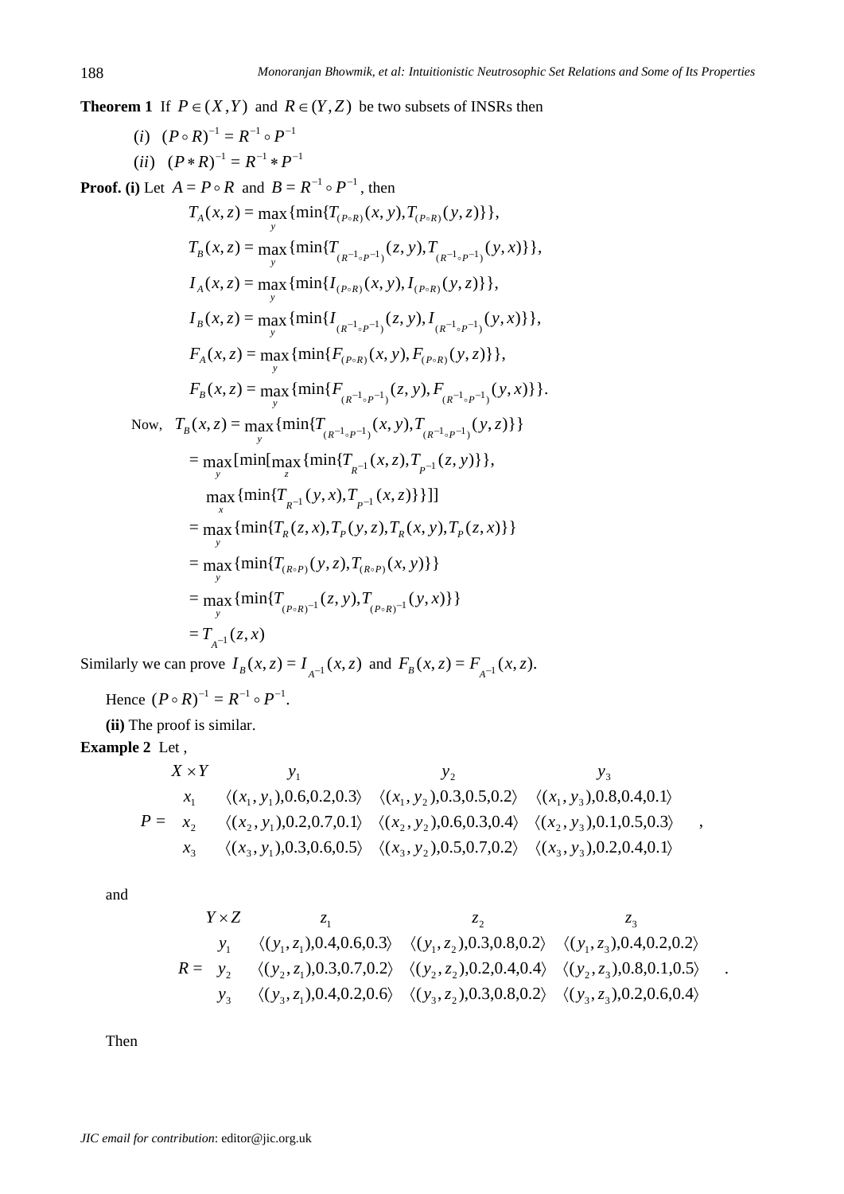**Theorem 1** If $P \in (X,Y)$ and $R \in (Y,Z)$ be two subsets of INSRs then

$(i)$ $(P \circ R)^{-1} = R^{-1} \circ P^{-1}$

$(ii)$ $(P * R)^{-1} = R^{-1} * P^{-1}$

**Proof. (i)** Let $A = P \circ R$ and $B = R^{-1} \circ P^{-1}$, then

$$T_A(x,z) = \max_y \{\min\{T_{(P\circ R)}(x,y), T_{(P\circ R)}(y,z)\}\},$$

$$T_B(x,z) = \max_y \{\min\{T_{(R^{-1}\circ P^{-1})}(z,y), T_{(R^{-1}\circ P^{-1})}(y,x)\}\},$$

$$I_A(x,z) = \max_y \{\min\{I_{(P\circ R)}(x,y), I_{(P\circ R)}(y,z)\}\},$$

$$I_B(x,z) = \max_y \{\min\{I_{(R^{-1}\circ P^{-1})}(z,y), I_{(R^{-1}\circ P^{-1})}(y,x)\}\},$$

$$F_A(x,z) = \max_y \{\min\{F_{(P\circ R)}(x,y), F_{(P\circ R)}(y,z)\}\},$$

$$F_B(x,z) = \max_y \{\min\{F_{(R^{-1}\circ P^{-1})}(z,y), F_{(R^{-1}\circ P^{-1})}(y,x)\}\}.$$

Now,
$$\begin{aligned}
T_B(x,z) &= \max_y \{\min\{T_{(R^{-1}\circ P^{-1})}(x,y), T_{(R^{-1}\circ P^{-1})}(y,z)\}\} \\
&= \max_y [\min[\max_z \{\min\{T_{R^{-1}}(x,z), T_{P^{-1}}(z,y)\}\}, \\
&\qquad \max_x \{\min\{T_{R^{-1}}(y,x), T_{P^{-1}}(x,z)\}\}]] \\
&= \max_y \{\min\{T_R(z,x), T_P(y,z), T_R(x,y), T_P(z,x)\}\} \\
&= \max_y \{\min\{T_{(R\circ P)}(y,z), T_{(R\circ P)}(x,y)\}\} \\
&= \max_y \{\min\{T_{(P\circ R)^{-1}}(z,y), T_{(P\circ R)^{-1}}(y,x)\}\} \\
&= T_{A^{-1}}(z,x)
\end{aligned}$$

Similarly we can prove $I_B(x,z) = I_{A^{-1}}(x,z)$ and $F_B(x,z) = F_{A^{-1}}(x,z)$.

Hence $(P \circ R)^{-1} = R^{-1} \circ P^{-1}$.

**(ii)** The proof is similar.

**Example 2** Let ,

$$P = \begin{array}{cccc}
X\times Y & y_1 & y_2 & y_3 \\
x_1 & \langle (x_1,y_1),0.6,0.2,0.3\rangle & \langle (x_1,y_2),0.3,0.5,0.2\rangle & \langle (x_1,y_3),0.8,0.4,0.1\rangle \\
x_2 & \langle (x_2,y_1),0.2,0.7,0.1\rangle & \langle (x_2,y_2),0.6,0.3,0.4\rangle & \langle (x_2,y_3),0.1,0.5,0.3\rangle \\
x_3 & \langle (x_3,y_1),0.3,0.6,0.5\rangle & \langle (x_3,y_2),0.5,0.7,0.2\rangle & \langle (x_3,y_3),0.2,0.4,0.1\rangle
\end{array},$$

and

$$R = \begin{array}{cccc}
Y\times Z & z_1 & z_2 & z_3 \\
y_1 & \langle (y_1,z_1),0.4,0.6,0.3\rangle & \langle (y_1,z_2),0.3,0.8,0.2\rangle & \langle (y_1,z_3),0.4,0.2,0.2\rangle \\
y_2 & \langle (y_2,z_1),0.3,0.7,0.2\rangle & \langle (y_2,z_2),0.2,0.4,0.4\rangle & \langle (y_2,z_3),0.8,0.1,0.5\rangle \\
y_3 & \langle (y_3,z_1),0.4,0.2,0.6\rangle & \langle (y_3,z_2),0.3,0.8,0.2\rangle & \langle (y_3,z_3),0.2,0.6,0.4\rangle
\end{array}.$$

Then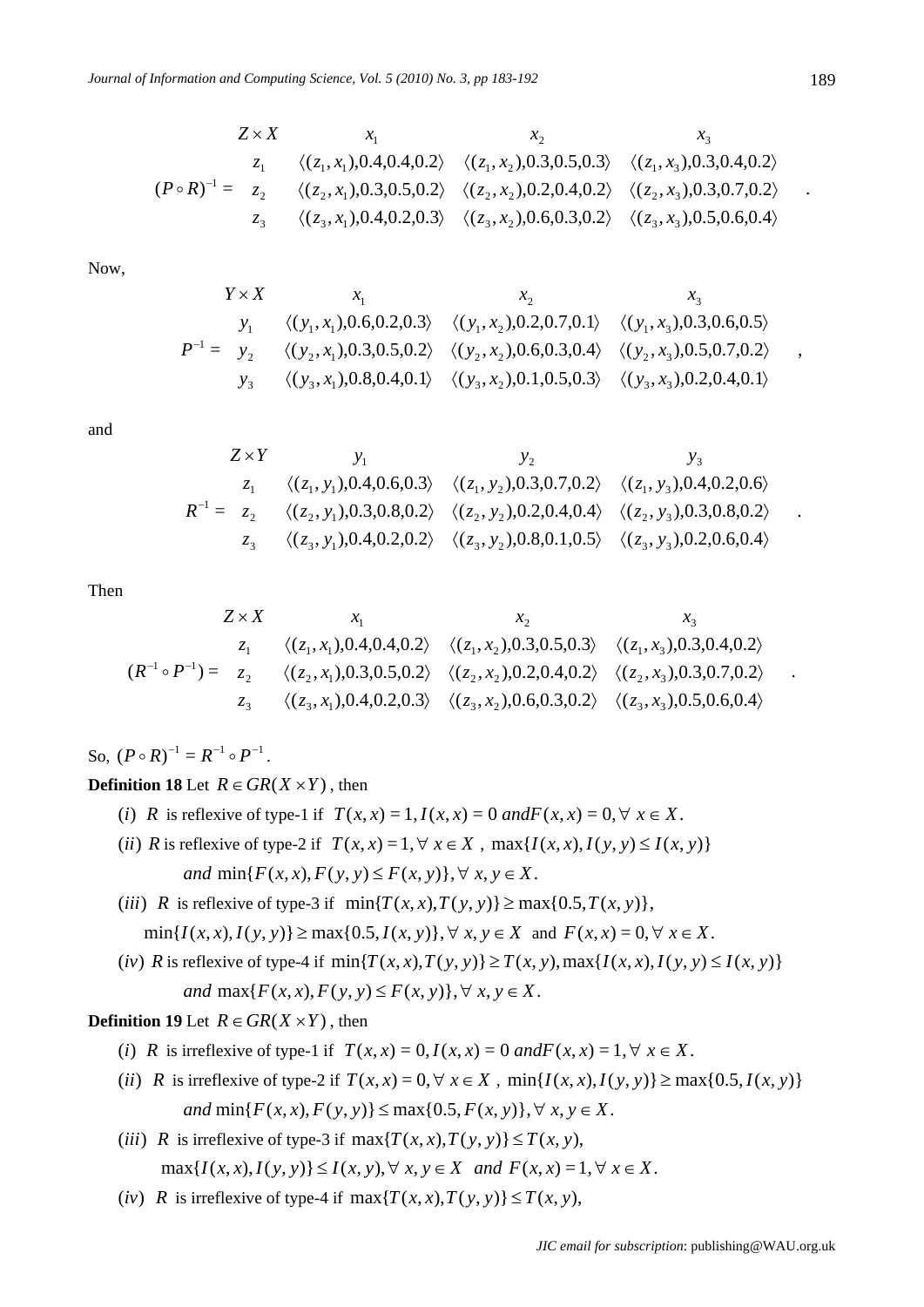$$(P \circ R)^{-1} = \begin{array}{c|ccc} Z \times X & x_1 & x_2 & x_3 \\ z_1 & \langle (z_1, x_1), 0.4, 0.4, 0.2 \rangle & \langle (z_1, x_2), 0.3, 0.5, 0.3 \rangle & \langle (z_1, x_3), 0.3, 0.4, 0.2 \rangle \\ z_2 & \langle (z_2, x_1), 0.3, 0.5, 0.2 \rangle & \langle (z_2, x_2), 0.2, 0.4, 0.2 \rangle & \langle (z_2, x_3), 0.3, 0.7, 0.2 \rangle \\ z_3 & \langle (z_3, x_1), 0.4, 0.2, 0.3 \rangle & \langle (z_3, x_2), 0.6, 0.3, 0.2 \rangle & \langle (z_3, x_3), 0.5, 0.6, 0.4 \rangle \end{array}.$$

Now,

$$P^{-1} = \begin{array}{c|ccc} Y \times X & x_1 & x_2 & x_3 \\ y_1 & \langle (y_1, x_1), 0.6, 0.2, 0.3 \rangle & \langle (y_1, x_2), 0.2, 0.7, 0.1 \rangle & \langle (y_1, x_3), 0.3, 0.6, 0.5 \rangle \\ y_2 & \langle (y_2, x_1), 0.3, 0.5, 0.2 \rangle & \langle (y_2, x_2), 0.6, 0.3, 0.4 \rangle & \langle (y_2, x_3), 0.5, 0.7, 0.2 \rangle \\ y_3 & \langle (y_3, x_1), 0.8, 0.4, 0.1 \rangle & \langle (y_3, x_2), 0.1, 0.5, 0.3 \rangle & \langle (y_3, x_3), 0.2, 0.4, 0.1 \rangle \end{array},$$

and

$$R^{-1} = \begin{array}{c|ccc} Z \times Y & y_1 & y_2 & y_3 \\ z_1 & \langle (z_1, y_1), 0.4, 0.6, 0.3 \rangle & \langle (z_1, y_2), 0.3, 0.7, 0.2 \rangle & \langle (z_1, y_3), 0.4, 0.2, 0.6 \rangle \\ z_2 & \langle (z_2, y_1), 0.3, 0.8, 0.2 \rangle & \langle (z_2, y_2), 0.2, 0.4, 0.4 \rangle & \langle (z_2, y_3), 0.3, 0.8, 0.2 \rangle \\ z_3 & \langle (z_3, y_1), 0.4, 0.2, 0.2 \rangle & \langle (z_3, y_2), 0.8, 0.1, 0.5 \rangle & \langle (z_3, y_3), 0.2, 0.6, 0.4 \rangle \end{array}.$$

Then

$$(R^{-1} \circ P^{-1}) = \begin{array}{c|ccc} Z \times X & x_1 & x_2 & x_3 \\ z_1 & \langle (z_1, x_1), 0.4, 0.4, 0.2 \rangle & \langle (z_1, x_2), 0.3, 0.5, 0.3 \rangle & \langle (z_1, x_3), 0.3, 0.4, 0.2 \rangle \\ z_2 & \langle (z_2, x_1), 0.3, 0.5, 0.2 \rangle & \langle (z_2, x_2), 0.2, 0.4, 0.2 \rangle & \langle (z_2, x_3), 0.3, 0.7, 0.2 \rangle \\ z_3 & \langle (z_3, x_1), 0.4, 0.2, 0.3 \rangle & \langle (z_3, x_2), 0.6, 0.3, 0.2 \rangle & \langle (z_3, x_3), 0.5, 0.6, 0.4 \rangle \end{array}.$$

So, $(P \circ R)^{-1} = R^{-1} \circ P^{-1}$.

**Definition 18** Let $R \in GR(X \times Y)$, then

($i$) $R$ is reflexive of type-1 if $T(x,x) = 1, I(x,x) = 0$ *and* $F(x,x) = 0, \forall\ x \in X$.

($ii$) $R$ is reflexive of type-2 if $T(x,x) = 1, \forall\ x \in X$, $\max\{I(x,x), I(y,y) \leq I(x,y)\}$ *and* $\min\{F(x,x), F(y,y) \leq F(x,y)\}, \forall\ x, y \in X$.

($iii$) $R$ is reflexive of type-3 if $\min\{T(x,x), T(y,y)\} \geq \max\{0.5, T(x,y)\}$, $\min\{I(x,x), I(y,y)\} \geq \max\{0.5, I(x,y)\}, \forall\ x, y \in X$ and $F(x,x) = 0, \forall\ x \in X$.

($iv$) $R$ is reflexive of type-4 if $\min\{T(x,x), T(y,y)\} \geq T(x,y), \max\{I(x,x), I(y,y) \leq I(x,y)\}$ *and* $\max\{F(x,x), F(y,y) \leq F(x,y)\}, \forall\ x, y \in X$.

**Definition 19** Let $R \in GR(X \times Y)$, then

($i$) $R$ is irreflexive of type-1 if $T(x,x) = 0, I(x,x) = 0$ *and* $F(x,x) = 1, \forall\ x \in X$.

($ii$) $R$ is irreflexive of type-2 if $T(x,x) = 0, \forall\ x \in X$, $\min\{I(x,x), I(y,y)\} \geq \max\{0.5, I(x,y)\}$ *and* $\min\{F(x,x), F(y,y)\} \leq \max\{0.5, F(x,y)\}, \forall\ x, y \in X$.

($iii$) $R$ is irreflexive of type-3 if $\max\{T(x,x), T(y,y)\} \leq T(x,y)$, $\max\{I(x,x), I(y,y)\} \leq I(x,y), \forall\ x, y \in X$ *and* $F(x,x) = 1, \forall\ x \in X$.

($iv$) $R$ is irreflexive of type-4 if $\max\{T(x,x), T(y,y)\} \leq T(x,y)$,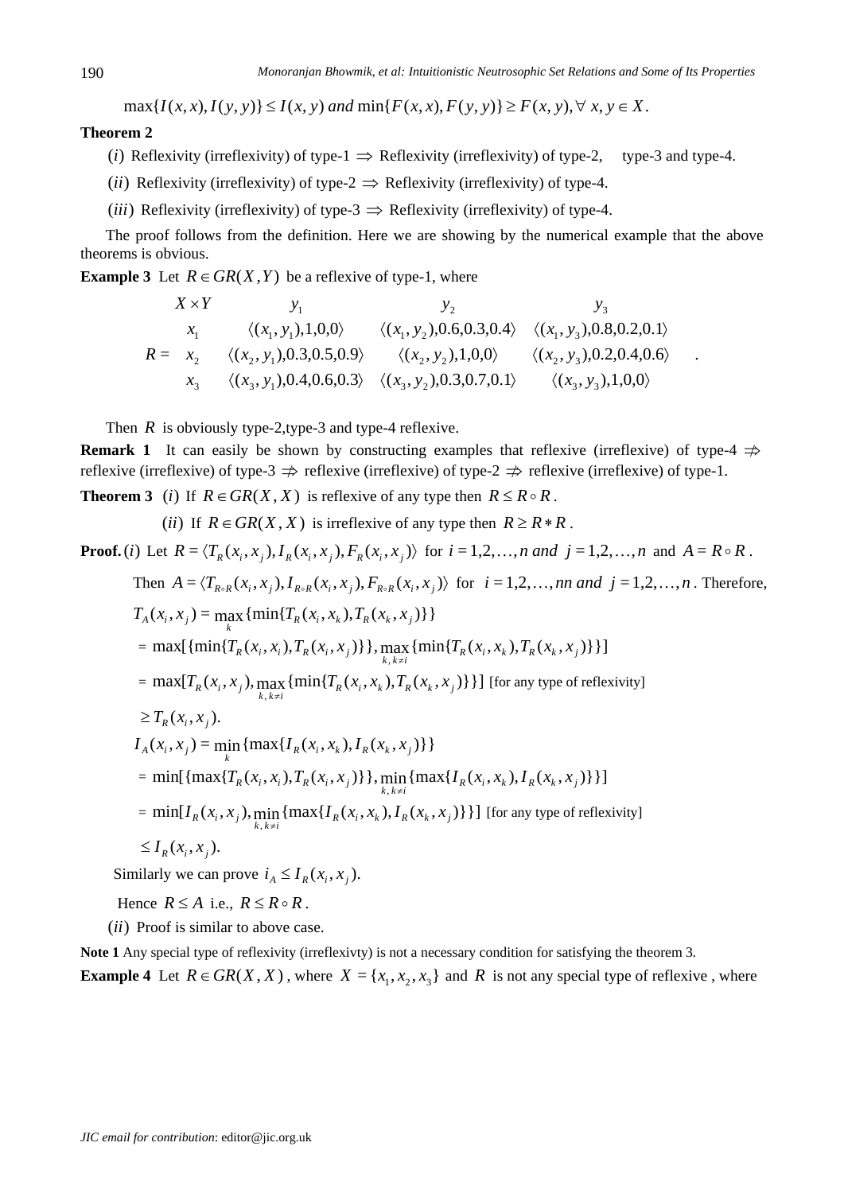$$\max\{I(x,x), I(y,y)\} \le I(x,y) \text{ and } \min\{F(x,x), F(y,y)\} \ge F(x,y), \forall\, x, y \in X.$$

**Theorem 2**

$(i)$ Reflexivity (irreflexivity) of type-1 $\Rightarrow$ Reflexivity (irreflexivity) of type-2, type-3 and type-4.

$(ii)$ Reflexivity (irreflexivity) of type-2 $\Rightarrow$ Reflexivity (irreflexivity) of type-4.

$(iii)$ Reflexivity (irreflexivity) of type-3 $\Rightarrow$ Reflexivity (irreflexivity) of type-4.

The proof follows from the definition. Here we are showing by the numerical example that the above theorems is obvious.

**Example 3** Let $R \in GR(X,Y)$ be a reflexive of type-1, where

$$R = \begin{array}{cccc} X \times Y & y_1 & y_2 & y_3 \\ x_1 & \langle (x_1,y_1),1,0,0\rangle & \langle (x_1,y_2),0.6,0.3,0.4\rangle & \langle (x_1,y_3),0.8,0.2,0.1\rangle \\ x_2 & \langle (x_2,y_1),0.3,0.5,0.9\rangle & \langle (x_2,y_2),1,0,0\rangle & \langle (x_2,y_3),0.2,0.4,0.6\rangle \\ x_3 & \langle (x_3,y_1),0.4,0.6,0.3\rangle & \langle (x_3,y_2),0.3,0.7,0.1\rangle & \langle (x_3,y_3),1,0,0\rangle \end{array}.$$

Then $R$ is obviously type-2,type-3 and type-4 reflexive.

**Remark 1** It can easily be shown by constructing examples that reflexive (irreflexive) of type-4 $\not\Rightarrow$ reflexive (irreflexive) of type-3 $\not\Rightarrow$ reflexive (irreflexive) of type-2 $\not\Rightarrow$ reflexive (irreflexive) of type-1.

**Theorem 3** $(i)$ If $R \in GR(X,X)$ is reflexive of any type then $R \le R \circ R$.

$(ii)$ If $R \in GR(X,X)$ is irreflexive of any type then $R \ge R * R$.

**Proof.** $(i)$ Let $R = \langle T_R(x_i,x_j), I_R(x_i,x_j), F_R(x_i,x_j)\rangle$ for $i = 1,2,\ldots,n$ and $j = 1,2,\ldots,n$ and $A = R \circ R$.

Then $A = \langle T_{R\circ R}(x_i,x_j), I_{R\circ R}(x_i,x_j), F_{R\circ R}(x_i,x_j)\rangle$ for $i = 1,2,\ldots,nn$ and $j = 1,2,\ldots,n$. Therefore,

$$\begin{aligned}
T_A(x_i,x_j) &= \max_k \{\min\{T_R(x_i,x_k), T_R(x_k,x_j)\}\} \\
&= \max[\{\min\{T_R(x_i,x_i), T_R(x_i,x_j)\}\}, \max_{k,\,k\ne i}\{\min\{T_R(x_i,x_k), T_R(x_k,x_j)\}\}] \\
&= \max[T_R(x_i,x_j), \max_{k,\,k\ne i}\{\min\{T_R(x_i,x_k), T_R(x_k,x_j)\}\}] \quad \text{[for any type of reflexivity]} \\
&\ge T_R(x_i,x_j).
\end{aligned}$$

$$\begin{aligned}
I_A(x_i,x_j) &= \min_k \{\max\{I_R(x_i,x_k), I_R(x_k,x_j)\}\} \\
&= \min[\{\max\{T_R(x_i,x_i), T_R(x_i,x_j)\}\}, \min_{k,\,k\ne i}\{\max\{I_R(x_i,x_k), I_R(x_k,x_j)\}\}] \\
&= \min[I_R(x_i,x_j), \min_{k,\,k\ne i}\{\max\{I_R(x_i,x_k), I_R(x_k,x_j)\}\}] \quad \text{[for any type of reflexivity]} \\
&\le I_R(x_i,x_j).
\end{aligned}$$

Similarly we can prove $i_A \le I_R(x_i,x_j)$.

Hence $R \le A$ i.e., $R \le R \circ R$.

$(ii)$ Proof is similar to above case.

**Note 1** Any special type of reflexivity (irreflexivty) is not a necessary condition for satisfying the theorem 3.

**Example 4** Let $R \in GR(X,X)$, where $X = \{x_1, x_2, x_3\}$ and $R$ is not any special type of reflexive , where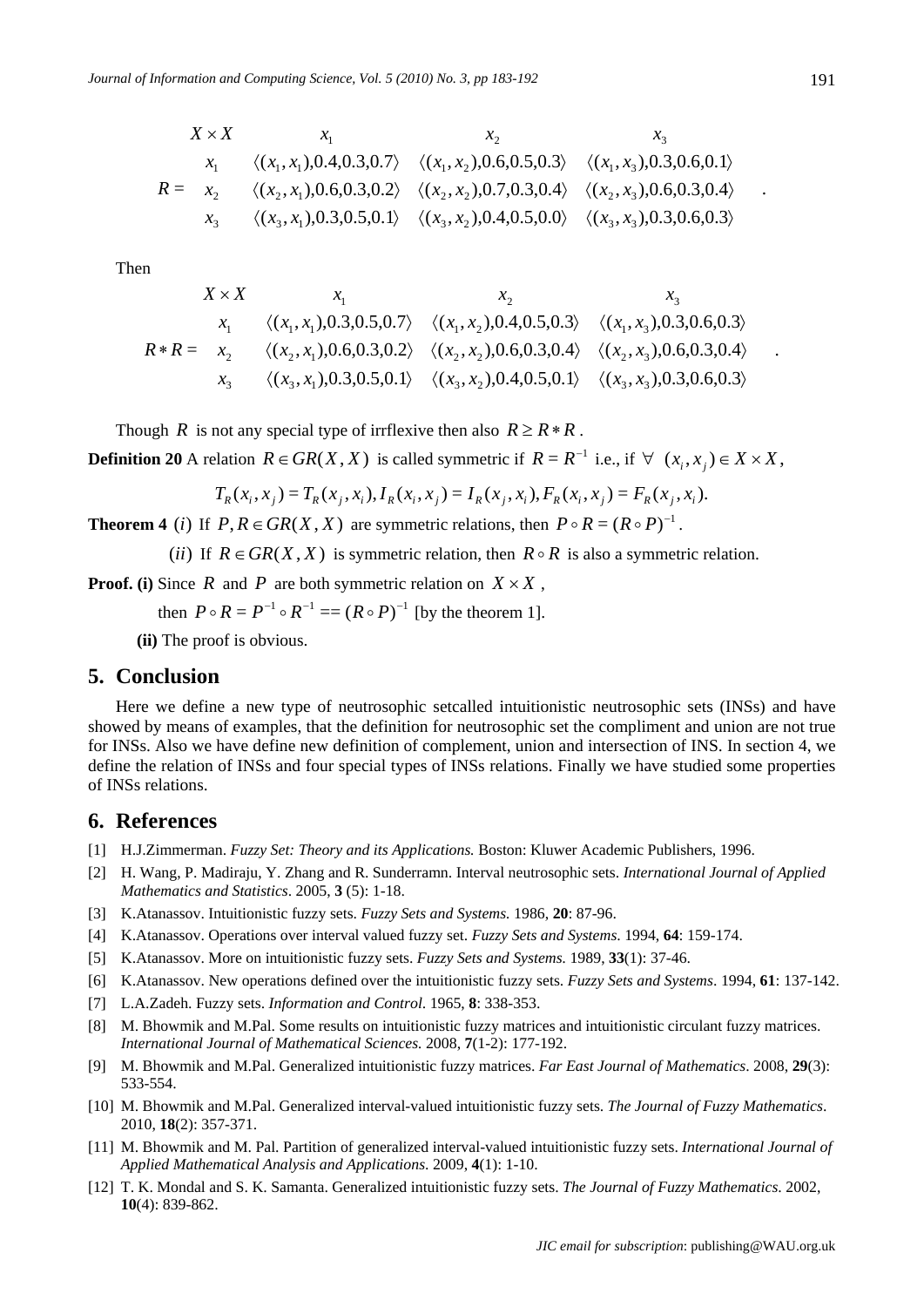$$R = \begin{array}{cccc} X \times X & x_1 & x_2 & x_3 \\ x_1 & \langle (x_1,x_1),0.4,0.3,0.7\rangle & \langle (x_1,x_2),0.6,0.5,0.3\rangle & \langle (x_1,x_3),0.3,0.6,0.1\rangle \\ x_2 & \langle (x_2,x_1),0.6,0.3,0.2\rangle & \langle (x_2,x_2),0.7,0.3,0.4\rangle & \langle (x_2,x_3),0.6,0.3,0.4\rangle \\ x_3 & \langle (x_3,x_1),0.3,0.5,0.1\rangle & \langle (x_3,x_2),0.4,0.5,0.0\rangle & \langle (x_3,x_3),0.3,0.6,0.3\rangle \end{array}.$$

Then

$$R * R = \begin{array}{cccc} X \times X & x_1 & x_2 & x_3 \\ x_1 & \langle (x_1,x_1),0.3,0.5,0.7\rangle & \langle (x_1,x_2),0.4,0.5,0.3\rangle & \langle (x_1,x_3),0.3,0.6,0.3\rangle \\ x_2 & \langle (x_2,x_1),0.6,0.3,0.2\rangle & \langle (x_2,x_2),0.6,0.3,0.4\rangle & \langle (x_2,x_3),0.6,0.3,0.4\rangle \\ x_3 & \langle (x_3,x_1),0.3,0.5,0.1\rangle & \langle (x_3,x_2),0.4,0.5,0.1\rangle & \langle (x_3,x_3),0.3,0.6,0.3\rangle \end{array}.$$

Though $R$ is not any special type of irrflexive then also $R \geq R * R$.

**Definition 20** A relation $R \in GR(X, X)$ is called symmetric if $R = R^{-1}$ i.e., if $\forall \ (x_i, x_j) \in X \times X$,

$$T_R(x_i, x_j) = T_R(x_j, x_i), I_R(x_i, x_j) = I_R(x_j, x_i), F_R(x_i, x_j) = F_R(x_j, x_i).$$

**Theorem 4** $(i)$ If $P, R \in GR(X, X)$ are symmetric relations, then $P \circ R = (R \circ P)^{-1}$.

$(ii)$ If $R \in GR(X, X)$ is symmetric relation, then $R \circ R$ is also a symmetric relation.

**Proof. (i)** Since $R$ and $P$ are both symmetric relation on $X \times X$,

then $P \circ R = P^{-1} \circ R^{-1} == (R \circ P)^{-1}$ [by the theorem 1].

**(ii)** The proof is obvious.

## 5. Conclusion

Here we define a new type of neutrosophic setcalled intuitionistic neutrosophic sets (INSs) and have showed by means of examples, that the definition for neutrosophic set the compliment and union are not true for INSs. Also we have define new definition of complement, union and intersection of INS. In section 4, we define the relation of INSs and four special types of INSs relations. Finally we have studied some properties of INSs relations.

## 6. References

[1] H.J.Zimmerman. *Fuzzy Set: Theory and its Applications.* Boston: Kluwer Academic Publishers, 1996.

[2] H. Wang, P. Madiraju, Y. Zhang and R. Sunderramn. Interval neutrosophic sets. *International Journal of Applied Mathematics and Statistics*. 2005, **3** (5): 1-18.

[3] K.Atanassov. Intuitionistic fuzzy sets. *Fuzzy Sets and Systems.* 1986, **20**: 87-96.

[4] K.Atanassov. Operations over interval valued fuzzy set. *Fuzzy Sets and Systems*. 1994, **64**: 159-174.

[5] K.Atanassov. More on intuitionistic fuzzy sets. *Fuzzy Sets and Systems.* 1989, **33**(1): 37-46.

[6] K.Atanassov. New operations defined over the intuitionistic fuzzy sets. *Fuzzy Sets and Systems*. 1994, **61**: 137-142.

[7] L.A.Zadeh. Fuzzy sets. *Information and Control*. 1965, **8**: 338-353.

[8] M. Bhowmik and M.Pal. Some results on intuitionistic fuzzy matrices and intuitionistic circulant fuzzy matrices. *International Journal of Mathematical Sciences.* 2008, **7**(1-2): 177-192.

[9] M. Bhowmik and M.Pal. Generalized intuitionistic fuzzy matrices. *Far East Journal of Mathematics*. 2008, **29**(3): 533-554.

[10] M. Bhowmik and M.Pal. Generalized interval-valued intuitionistic fuzzy sets. *The Journal of Fuzzy Mathematics*. 2010, **18**(2): 357-371.

[11] M. Bhowmik and M. Pal. Partition of generalized interval-valued intuitionistic fuzzy sets. *International Journal of Applied Mathematical Analysis and Applications*. 2009, **4**(1): 1-10.

[12] T. K. Mondal and S. K. Samanta. Generalized intuitionistic fuzzy sets. *The Journal of Fuzzy Mathematics*. 2002, **10**(4): 839-862.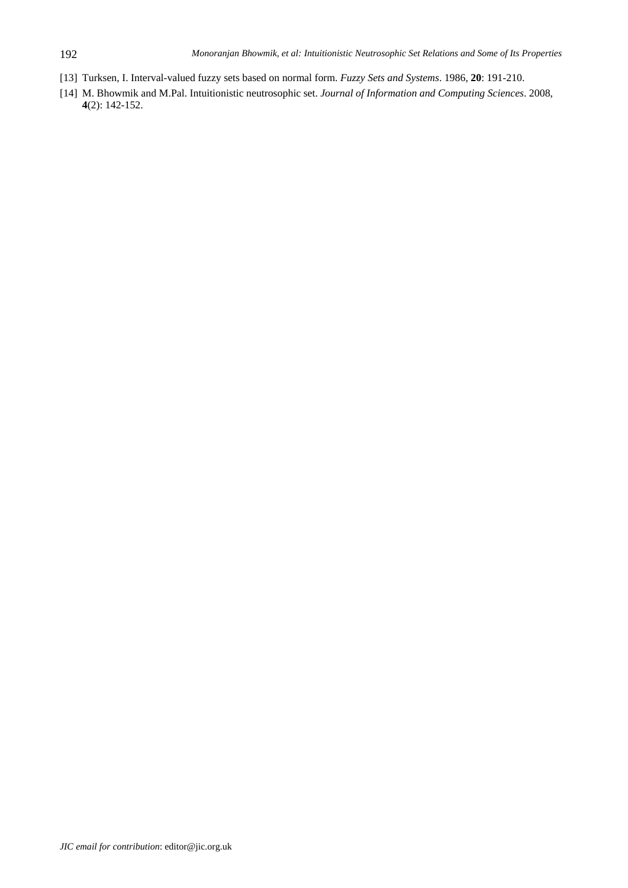[13] Turksen, I. Interval-valued fuzzy sets based on normal form. *Fuzzy Sets and Systems*. 1986, **20**: 191-210.

[14] M. Bhowmik and M.Pal. Intuitionistic neutrosophic set. *Journal of Information and Computing Sciences*. 2008, **4**(2): 142-152.